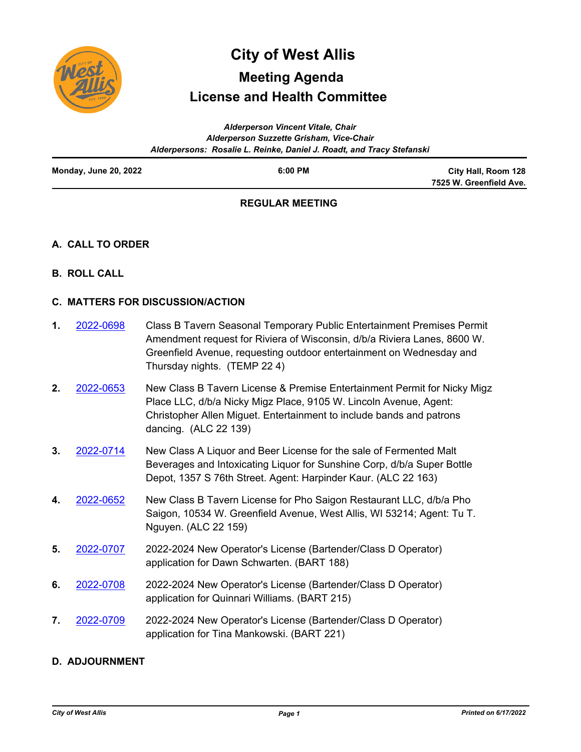# City of West Allis

## Meeting Agenda

## License and Health Committee

*Alderperson Vincent Vitale, Chair*
*Alderperson Suzzette Grisham, Vice-Chair*
*Alderpersons: Rosalie L. Reinke, Daniel J. Roadt, and Tracy Stefanski*

**Monday, June 20, 2022** | **6:00 PM** | **City Hall, Room 128, 7525 W. Greenfield Ave.**

**REGULAR MEETING**

### A. CALL TO ORDER

### B. ROLL CALL

### C. MATTERS FOR DISCUSSION/ACTION

1. 2022-0698 — Class B Tavern Seasonal Temporary Public Entertainment Premises Permit Amendment request for Riviera of Wisconsin, d/b/a Riviera Lanes, 8600 W. Greenfield Avenue, requesting outdoor entertainment on Wednesday and Thursday nights. (TEMP 22 4)

2. 2022-0653 — New Class B Tavern License & Premise Entertainment Permit for Nicky Migz Place LLC, d/b/a Nicky Migz Place, 9105 W. Lincoln Avenue, Agent: Christopher Allen Miguet. Entertainment to include bands and patrons dancing. (ALC 22 139)

3. 2022-0714 — New Class A Liquor and Beer License for the sale of Fermented Malt Beverages and Intoxicating Liquor for Sunshine Corp, d/b/a Super Bottle Depot, 1357 S 76th Street. Agent: Harpinder Kaur. (ALC 22 163)

4. 2022-0652 — New Class B Tavern License for Pho Saigon Restaurant LLC, d/b/a Pho Saigon, 10534 W. Greenfield Avenue, West Allis, WI 53214; Agent: Tu T. Nguyen. (ALC 22 159)

5. 2022-0707 — 2022-2024 New Operator's License (Bartender/Class D Operator) application for Dawn Schwarten. (BART 188)

6. 2022-0708 — 2022-2024 New Operator's License (Bartender/Class D Operator) application for Quinnari Williams. (BART 215)

7. 2022-0709 — 2022-2024 New Operator's License (Bartender/Class D Operator) application for Tina Mankowski. (BART 221)

### D. ADJOURNMENT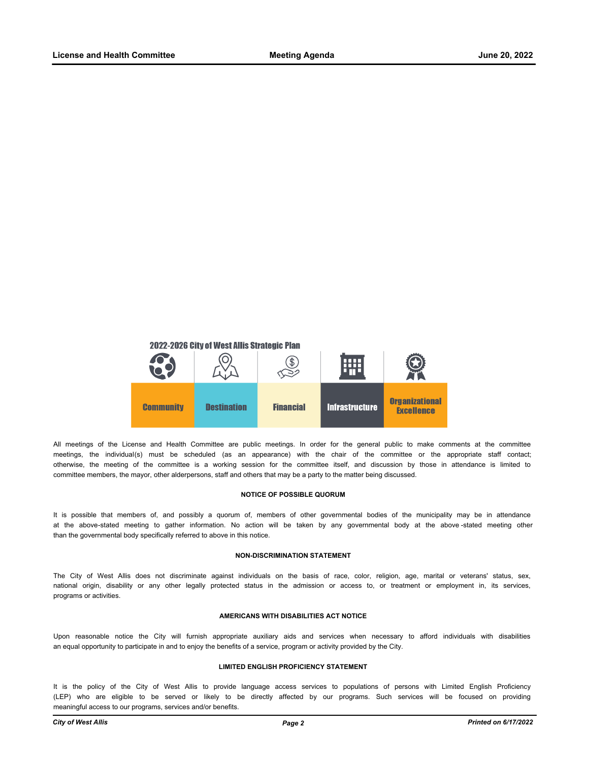2022-2026 City of West Allis Strategic Plan

Community

Destination

Financial

Infrastructure

Organizational Excellence

All meetings of the License and Health Committee are public meetings. In order for the general public to make comments at the committee meetings, the individual(s) must be scheduled (as an appearance) with the chair of the committee or the appropriate staff contact; otherwise, the meeting of the committee is a working session for the committee itself, and discussion by those in attendance is limited to committee members, the mayor, other alderpersons, staff and others that may be a party to the matter being discussed.

#### NOTICE OF POSSIBLE QUORUM

It is possible that members of, and possibly a quorum of, members of other governmental bodies of the municipality may be in attendance at the above-stated meeting to gather information. No action will be taken by any governmental body at the above-stated meeting other than the governmental body specifically referred to above in this notice.

#### NON-DISCRIMINATION STATEMENT

The City of West Allis does not discriminate against individuals on the basis of race, color, religion, age, marital or veterans' status, sex, national origin, disability or any other legally protected status in the admission or access to, or treatment or employment in, its services, programs or activities.

#### AMERICANS WITH DISABILITIES ACT NOTICE

Upon reasonable notice the City will furnish appropriate auxiliary aids and services when necessary to afford individuals with disabilities an equal opportunity to participate in and to enjoy the benefits of a service, program or activity provided by the City.

#### LIMITED ENGLISH PROFICIENCY STATEMENT

It is the policy of the City of West Allis to provide language access services to populations of persons with Limited English Proficiency (LEP) who are eligible to be served or likely to be directly affected by our programs. Such services will be focused on providing meaningful access to our programs, services and/or benefits.